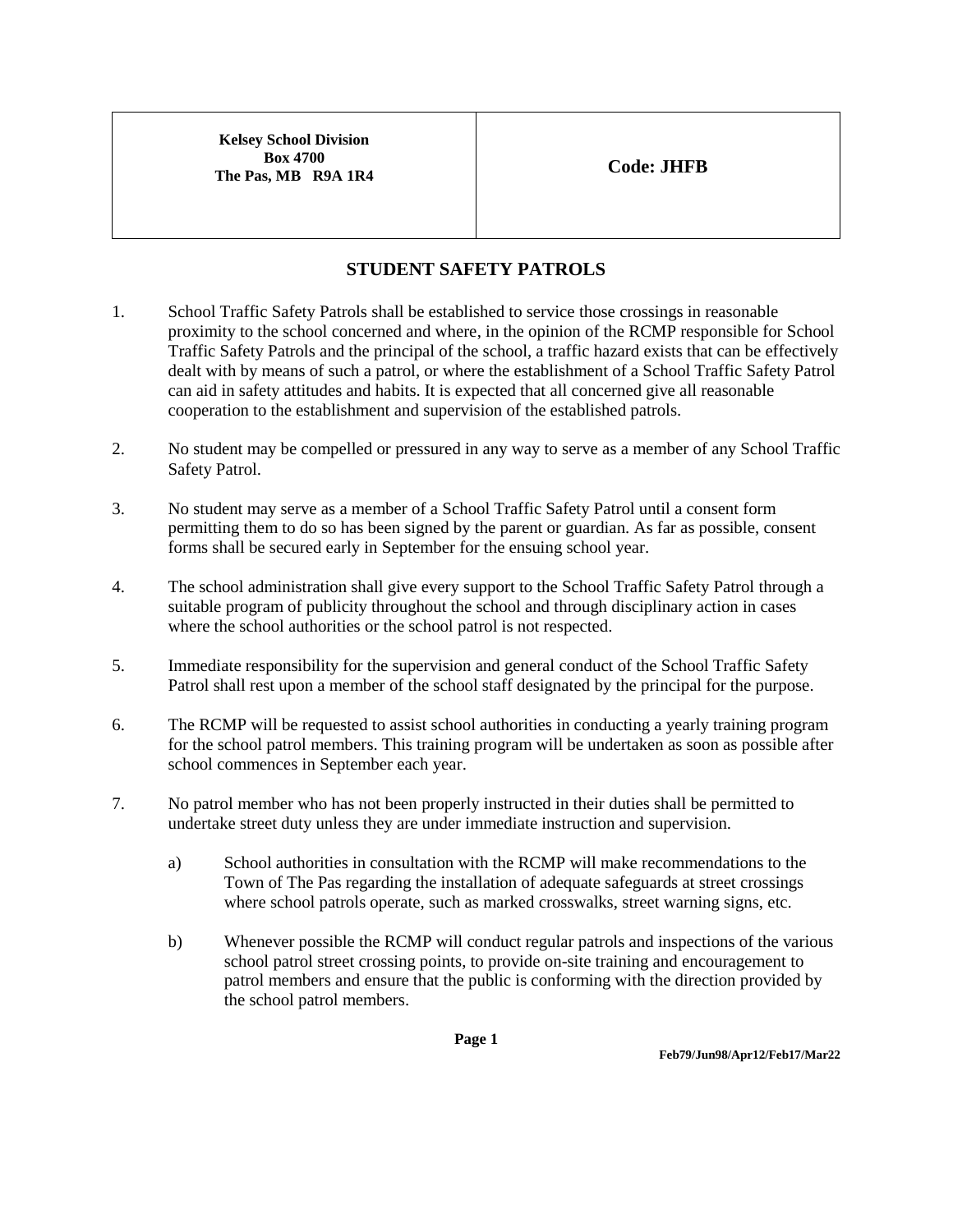| Kelsey School Division<br>Box 4700<br>The Pas, MB R9A 1R4 | Code: JHFB |
| --- | --- |

## STUDENT SAFETY PATROLS

1. School Traffic Safety Patrols shall be established to service those crossings in reasonable proximity to the school concerned and where, in the opinion of the RCMP responsible for School Traffic Safety Patrols and the principal of the school, a traffic hazard exists that can be effectively dealt with by means of such a patrol, or where the establishment of a School Traffic Safety Patrol can aid in safety attitudes and habits. It is expected that all concerned give all reasonable cooperation to the establishment and supervision of the established patrols.

2. No student may be compelled or pressured in any way to serve as a member of any School Traffic Safety Patrol.

3. No student may serve as a member of a School Traffic Safety Patrol until a consent form permitting them to do so has been signed by the parent or guardian. As far as possible, consent forms shall be secured early in September for the ensuing school year.

4. The school administration shall give every support to the School Traffic Safety Patrol through a suitable program of publicity throughout the school and through disciplinary action in cases where the school authorities or the school patrol is not respected.

5. Immediate responsibility for the supervision and general conduct of the School Traffic Safety Patrol shall rest upon a member of the school staff designated by the principal for the purpose.

6. The RCMP will be requested to assist school authorities in conducting a yearly training program for the school patrol members. This training program will be undertaken as soon as possible after school commences in September each year.

7. No patrol member who has not been properly instructed in their duties shall be permitted to undertake street duty unless they are under immediate instruction and supervision.

   a) School authorities in consultation with the RCMP will make recommendations to the Town of The Pas regarding the installation of adequate safeguards at street crossings where school patrols operate, such as marked crosswalks, street warning signs, etc.

   b) Whenever possible the RCMP will conduct regular patrols and inspections of the various school patrol street crossing points, to provide on-site training and encouragement to patrol members and ensure that the public is conforming with the direction provided by the school patrol members.

Feb79/Jun98/Apr12/Feb17/Mar22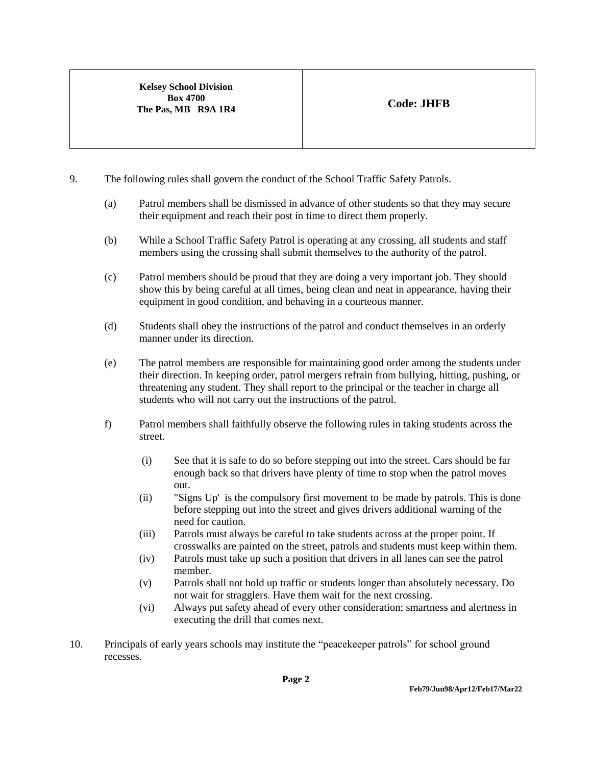9. The following rules shall govern the conduct of the School Traffic Safety Patrols.

   (a) Patrol members shall be dismissed in advance of other students so that they may secure their equipment and reach their post in time to direct them properly.

   (b) While a School Traffic Safety Patrol is operating at any crossing, all students and staff members using the crossing shall submit themselves to the authority of the patrol.

   (c) Patrol members should be proud that they are doing a very important job. They should show this by being careful at all times, being clean and neat in appearance, having their equipment in good condition, and behaving in a courteous manner.

   (d) Students shall obey the instructions of the patrol and conduct themselves in an orderly manner under its direction.

   (e) The patrol members are responsible for maintaining good order among the students under their direction. In keeping order, patrol mergers refrain from bullying, hitting, pushing, or threatening any student. They shall report to the principal or the teacher in charge all students who will not carry out the instructions of the patrol.

   f) Patrol members shall faithfully observe the following rules in taking students across the street.

      (i) See that it is safe to do so before stepping out into the street. Cars should be far enough back so that drivers have plenty of time to stop when the patrol moves out.
      (ii) "Signs Up' is the compulsory first movement to be made by patrols. This is done before stepping out into the street and gives drivers additional warning of the need for caution.
      (iii) Patrols must always be careful to take students across at the proper point. If crosswalks are painted on the street, patrols and students must keep within them.
      (iv) Patrols must take up such a position that drivers in all lanes can see the patrol member.
      (v) Patrols shall not hold up traffic or students longer than absolutely necessary. Do not wait for stragglers. Have them wait for the next crossing.
      (vi) Always put safety ahead of every other consideration; smartness and alertness in executing the drill that comes next.

10. Principals of early years schools may institute the "peacekeeper patrols" for school ground recesses.

Feb79/Jun98/Apr12/Feb17/Mar22